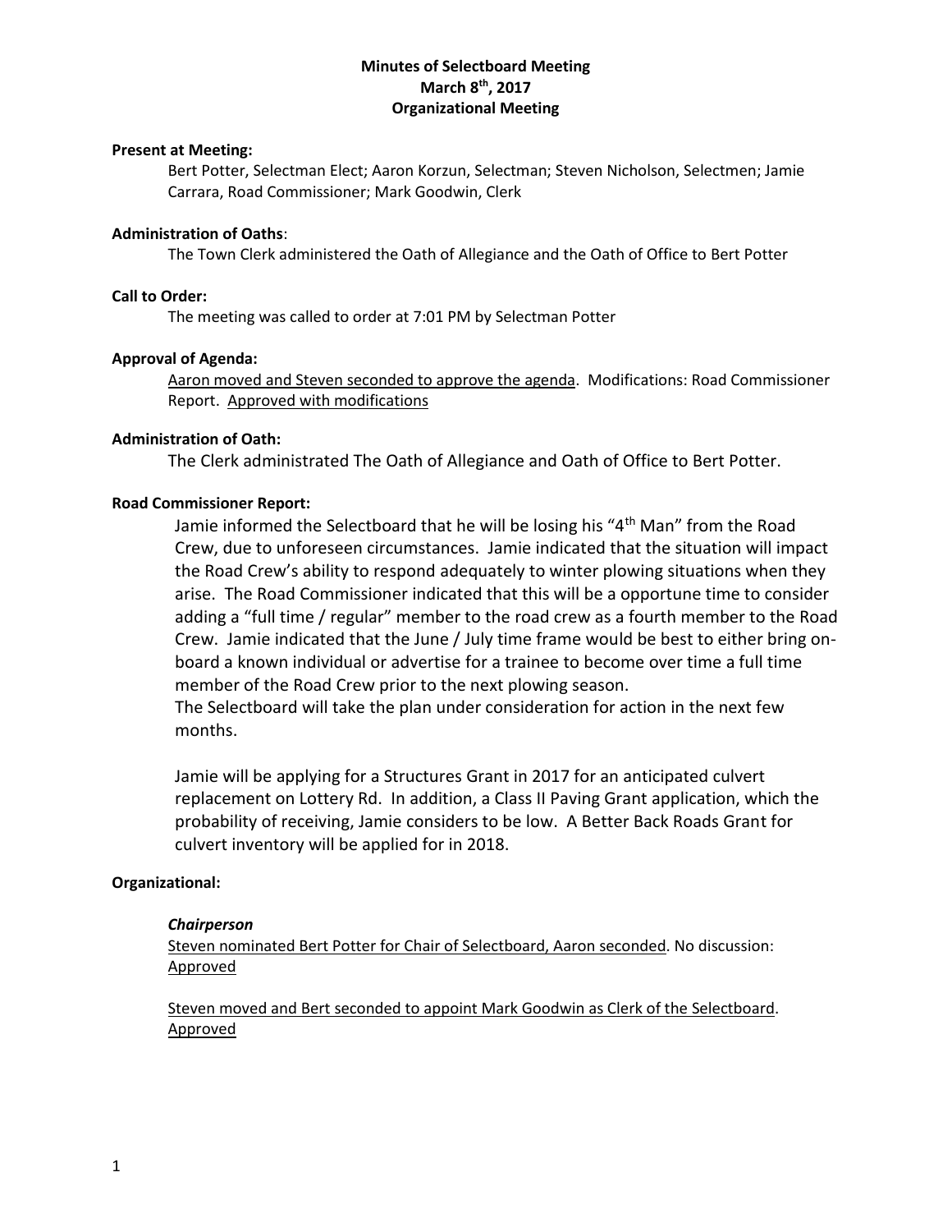# Minutes of Selectboard Meeting
## March 8th, 2017
## Organizational Meeting

**Present at Meeting:**

Bert Potter, Selectman Elect; Aaron Korzun, Selectman; Steven Nicholson, Selectmen; Jamie Carrara, Road Commissioner; Mark Goodwin, Clerk

**Administration of Oaths**:

The Town Clerk administered the Oath of Allegiance and the Oath of Office to Bert Potter

**Call to Order:**

The meeting was called to order at 7:01 PM by Selectman Potter

**Approval of Agenda:**

Aaron moved and Steven seconded to approve the agenda. Modifications: Road Commissioner Report. Approved with modifications

**Administration of Oath:**

The Clerk administrated The Oath of Allegiance and Oath of Office to Bert Potter.

**Road Commissioner Report:**

Jamie informed the Selectboard that he will be losing his "4th Man" from the Road Crew, due to unforeseen circumstances. Jamie indicated that the situation will impact the Road Crew's ability to respond adequately to winter plowing situations when they arise. The Road Commissioner indicated that this will be a opportune time to consider adding a "full time / regular" member to the road crew as a fourth member to the Road Crew. Jamie indicated that the June / July time frame would be best to either bring on-board a known individual or advertise for a trainee to become over time a full time member of the Road Crew prior to the next plowing season.

The Selectboard will take the plan under consideration for action in the next few months.

Jamie will be applying for a Structures Grant in 2017 for an anticipated culvert replacement on Lottery Rd. In addition, a Class II Paving Grant application, which the probability of receiving, Jamie considers to be low. A Better Back Roads Grant for culvert inventory will be applied for in 2018.

**Organizational:**

***Chairperson***

Steven nominated Bert Potter for Chair of Selectboard, Aaron seconded. No discussion: Approved

Steven moved and Bert seconded to appoint Mark Goodwin as Clerk of the Selectboard. Approved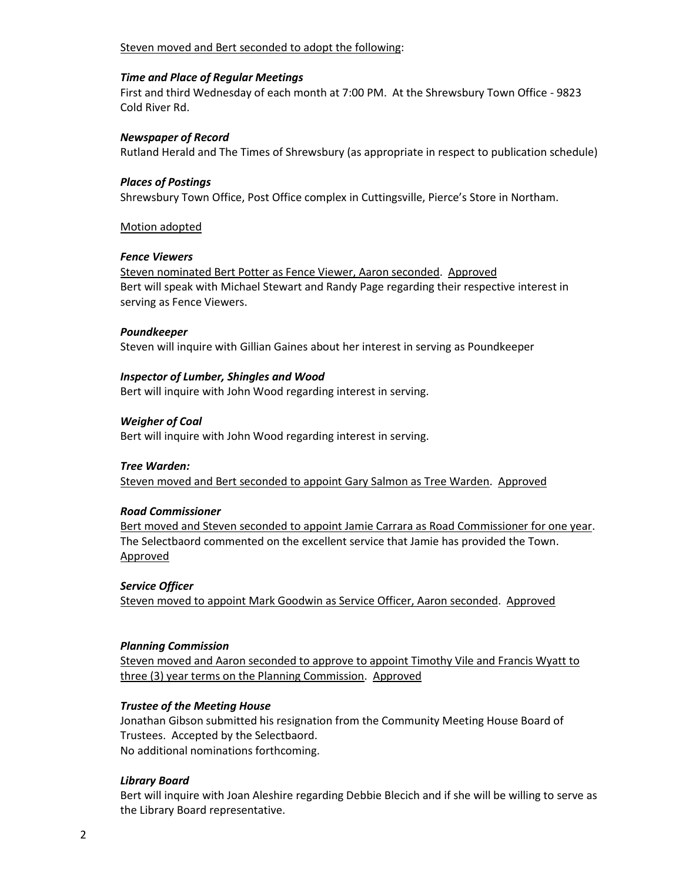Steven moved and Bert seconded to adopt the following:

***Time and Place of Regular Meetings***

First and third Wednesday of each month at 7:00 PM. At the Shrewsbury Town Office - 9823 Cold River Rd.

***Newspaper of Record***

Rutland Herald and The Times of Shrewsbury (as appropriate in respect to publication schedule)

***Places of Postings***

Shrewsbury Town Office, Post Office complex in Cuttingsville, Pierce's Store in Northam.

Motion adopted

***Fence Viewers***

Steven nominated Bert Potter as Fence Viewer, Aaron seconded. Approved

Bert will speak with Michael Stewart and Randy Page regarding their respective interest in serving as Fence Viewers.

***Poundkeeper***

Steven will inquire with Gillian Gaines about her interest in serving as Poundkeeper

***Inspector of Lumber, Shingles and Wood***

Bert will inquire with John Wood regarding interest in serving.

***Weigher of Coal***

Bert will inquire with John Wood regarding interest in serving.

***Tree Warden:***

Steven moved and Bert seconded to appoint Gary Salmon as Tree Warden. Approved

***Road Commissioner***

Bert moved and Steven seconded to appoint Jamie Carrara as Road Commissioner for one year. The Selectbaord commented on the excellent service that Jamie has provided the Town. Approved

***Service Officer***

Steven moved to appoint Mark Goodwin as Service Officer, Aaron seconded. Approved

***Planning Commission***

Steven moved and Aaron seconded to approve to appoint Timothy Vile and Francis Wyatt to three (3) year terms on the Planning Commission. Approved

***Trustee of the Meeting House***

Jonathan Gibson submitted his resignation from the Community Meeting House Board of Trustees. Accepted by the Selectbaord.

No additional nominations forthcoming.

***Library Board***

Bert will inquire with Joan Aleshire regarding Debbie Blecich and if she will be willing to serve as the Library Board representative.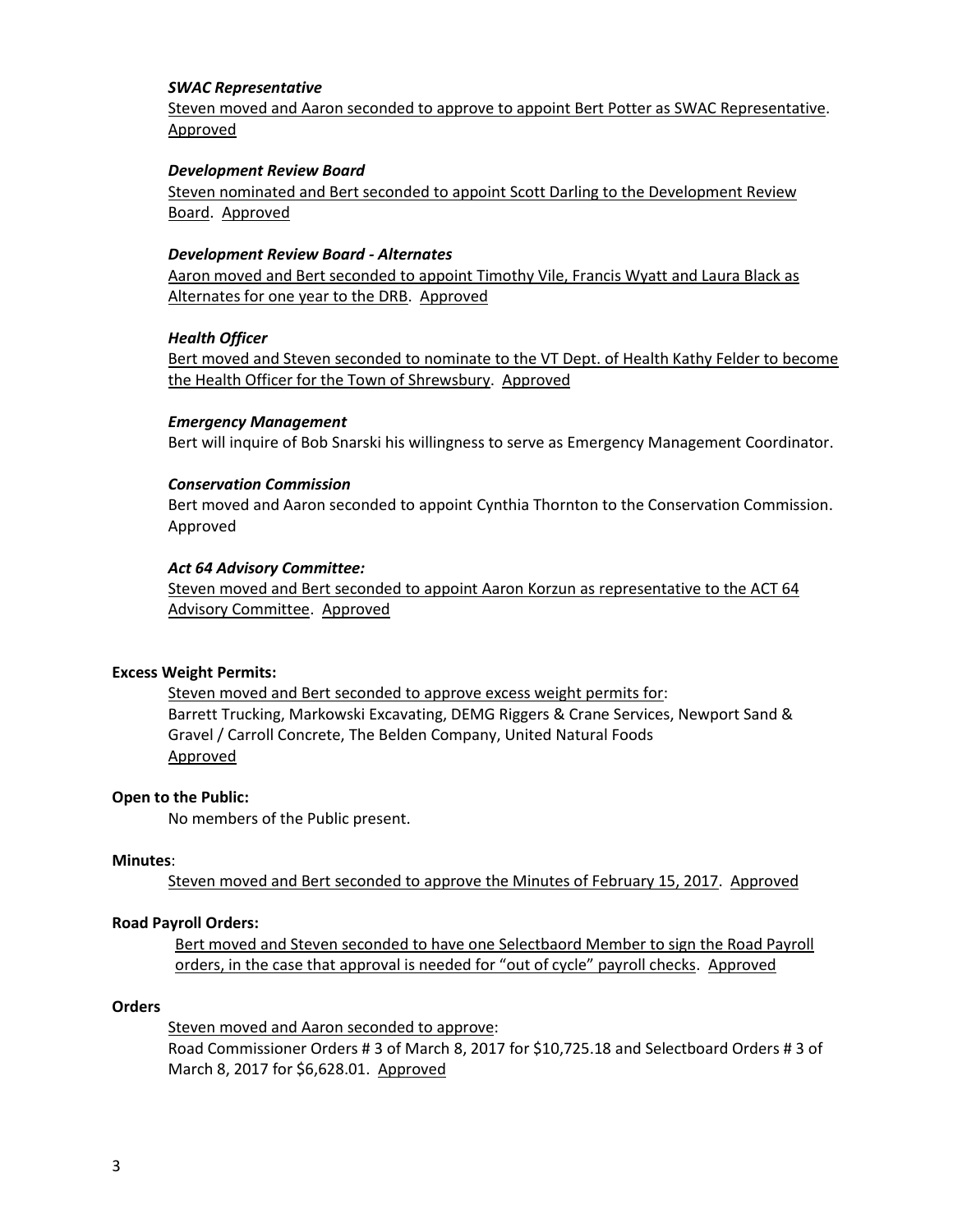***SWAC Representative***

Steven moved and Aaron seconded to approve to appoint Bert Potter as SWAC Representative. Approved

***Development Review Board***

Steven nominated and Bert seconded to appoint Scott Darling to the Development Review Board. Approved

***Development Review Board - Alternates***

Aaron moved and Bert seconded to appoint Timothy Vile, Francis Wyatt and Laura Black as Alternates for one year to the DRB. Approved

***Health Officer***

Bert moved and Steven seconded to nominate to the VT Dept. of Health Kathy Felder to become the Health Officer for the Town of Shrewsbury. Approved

***Emergency Management***

Bert will inquire of Bob Snarski his willingness to serve as Emergency Management Coordinator.

***Conservation Commission***

Bert moved and Aaron seconded to appoint Cynthia Thornton to the Conservation Commission. Approved

***Act 64 Advisory Committee:***

Steven moved and Bert seconded to appoint Aaron Korzun as representative to the ACT 64 Advisory Committee. Approved

**Excess Weight Permits:**

Steven moved and Bert seconded to approve excess weight permits for:
Barrett Trucking, Markowski Excavating, DEMG Riggers & Crane Services, Newport Sand & Gravel / Carroll Concrete, The Belden Company, United Natural Foods
Approved

**Open to the Public:**

No members of the Public present.

**Minutes**:

Steven moved and Bert seconded to approve the Minutes of February 15, 2017. Approved

**Road Payroll Orders:**

Bert moved and Steven seconded to have one Selectbaord Member to sign the Road Payroll orders, in the case that approval is needed for "out of cycle" payroll checks. Approved

**Orders**

Steven moved and Aaron seconded to approve:
Road Commissioner Orders # 3 of March 8, 2017 for $10,725.18 and Selectboard Orders # 3 of March 8, 2017 for $6,628.01. Approved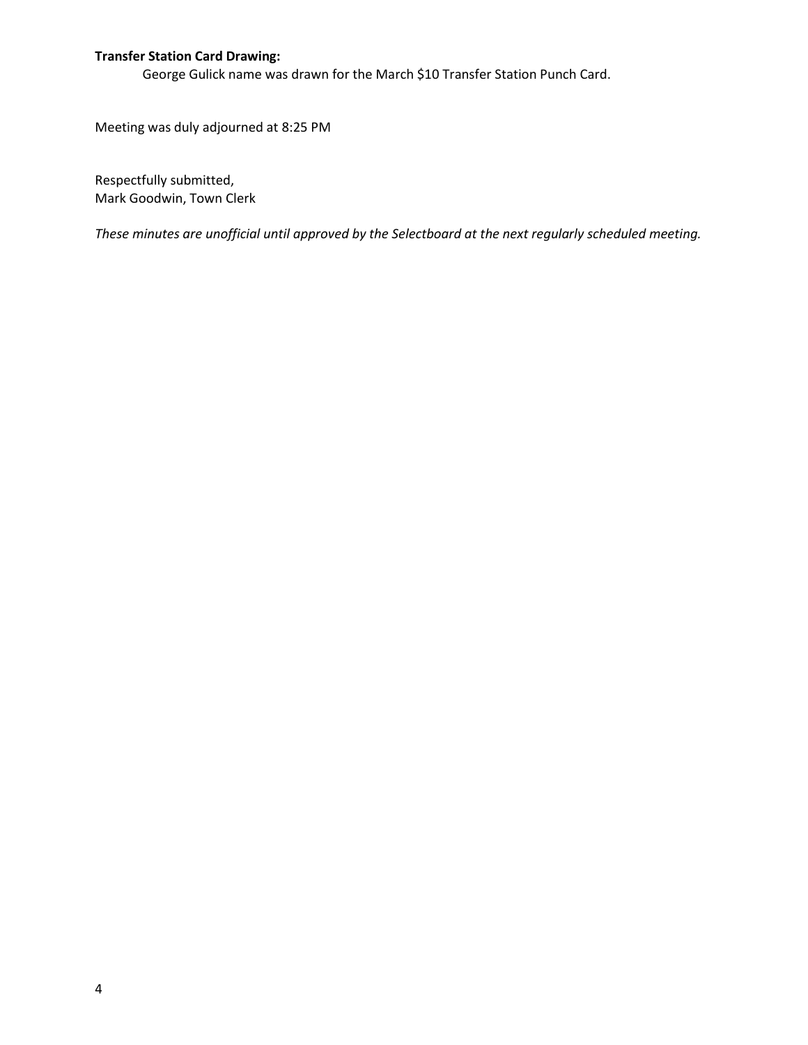**Transfer Station Card Drawing:**

George Gulick name was drawn for the March $10 Transfer Station Punch Card.

Meeting was duly adjourned at 8:25 PM

Respectfully submitted,
Mark Goodwin, Town Clerk

*These minutes are unofficial until approved by the Selectboard at the next regularly scheduled meeting.*